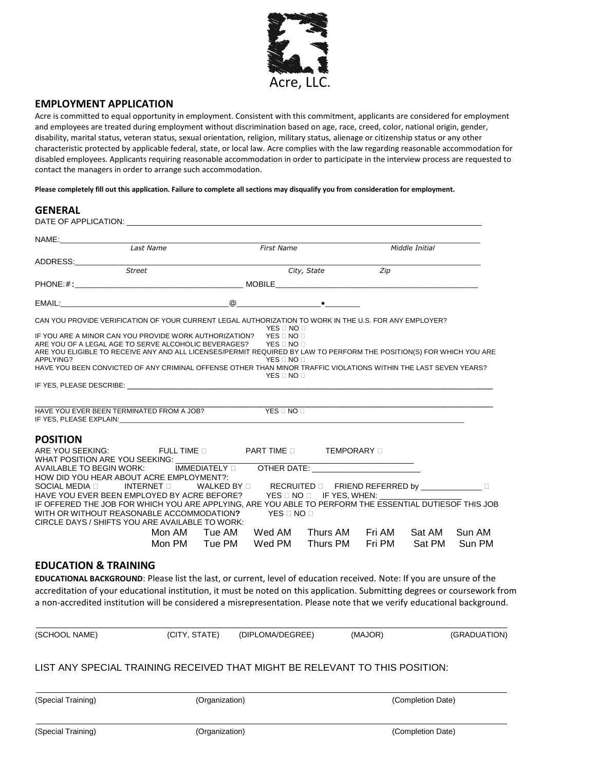Acre, LLC.

## EMPLOYMENT APPLICATION

Acre is committed to equal opportunity in employment. Consistent with this commitment, applicants are considered for employment and employees are treated during employment without discrimination based on age, race, creed, color, national origin, gender, disability, marital status, veteran status, sexual orientation, religion, military status, alienage or citizenship status or any other characteristic protected by applicable federal, state, or local law. Acre complies with the law regarding reasonable accommodation for disabled employees. Applicants requiring reasonable accommodation in order to participate in the interview process are requested to contact the managers in order to arrange such accommodation.

**Please completely fill out this application. Failure to complete all sections may disqualify you from consideration for employment.**

## GENERAL

DATE OF APPLICATION: ______________________________________________________________

NAME: ______________________________________________________________
*Last Name* *First Name* *Middle Initial*

ADDRESS: ______________________________________________________________
*Street* *City, State* *Zip*

PHONE:#: ____________________________ MOBILE ____________________________

EMAIL: ____________________________@__________________•________

CAN YOU PROVIDE VERIFICATION OF YOUR CURRENT LEGAL AUTHORIZATION TO WORK IN THE U.S. FOR ANY EMPLOYER? YES ☐ NO ☐

IF YOU ARE A MINOR CAN YOU PROVIDE WORK AUTHORIZATION? YES ☐ NO ☐

ARE YOU OF A LEGAL AGE TO SERVE ALCOHOLIC BEVERAGES? YES ☐ NO ☐

ARE YOU ELIGIBLE TO RECEIVE ANY AND ALL LICENSES/PERMIT REQUIRED BY LAW TO PERFORM THE POSITION(S) FOR WHICH YOU ARE APPLYING? YES ☐ NO ☐

HAVE YOU BEEN CONVICTED OF ANY CRIMINAL OFFENSE OTHER THAN MINOR TRAFFIC VIOLATIONS WITHIN THE LAST SEVEN YEARS? YES ☐ NO ☐

IF YES, PLEASE DESCRIBE: ______________________________________________________________

______________________________________________________________

HAVE YOU EVER BEEN TERMINATED FROM A JOB? YES ☐ NO ☐

IF YES, PLEASE EXPLAIN: ______________________________________________________________

## POSITION

ARE YOU SEEKING: FULL TIME ☐ PART TIME ☐ TEMPORARY ☐

WHAT POSITION ARE YOU SEEKING: ____________________________

AVAILABLE TO BEGIN WORK: IMMEDIATELY ☐ OTHER DATE: ____________________

HOW DID YOU HEAR ABOUT ACRE EMPLOYMENT?:

SOCIAL MEDIA ☐ INTERNET ☐ WALKED BY ☐ RECRUITED ☐ FRIEND REFERRED by ____________ ☐

HAVE YOU EVER BEEN EMPLOYED BY ACRE BEFORE? YES ☐ NO ☐ IF YES, WHEN: ____________

IF OFFERED THE JOB FOR WHICH YOU ARE APPLYING, ARE YOU ABLE TO PERFORM THE ESSENTIAL DUTIESOF THIS JOB WITH OR WITHOUT REASONABLE ACCOMMODATION**?** YES ☐ NO ☐

CIRCLE DAYS / SHIFTS YOU ARE AVAILABLE TO WORK:

| Mon AM | Tue AM | Wed AM | Thurs AM | Fri AM | Sat AM | Sun AM |
|---|---|---|---|---|---|---|
| Mon PM | Tue PM | Wed PM | Thurs PM | Fri PM | Sat PM | Sun PM |

## EDUCATION & TRAINING

**EDUCATIONAL BACKGROUND**: Please list the last, or current, level of education received. Note: If you are unsure of the accreditation of your educational institution, it must be noted on this application. Submitting degrees or coursework from a non-accredited institution will be considered a misrepresentation. Please note that we verify educational background.

______________________________________________________________
(SCHOOL NAME) (CITY, STATE) (DIPLOMA/DEGREE) (MAJOR) (GRADUATION)

LIST ANY SPECIAL TRAINING RECEIVED THAT MIGHT BE RELEVANT TO THIS POSITION:

______________________________________________________________
(Special Training) (Organization) (Completion Date)

______________________________________________________________
(Special Training) (Organization) (Completion Date)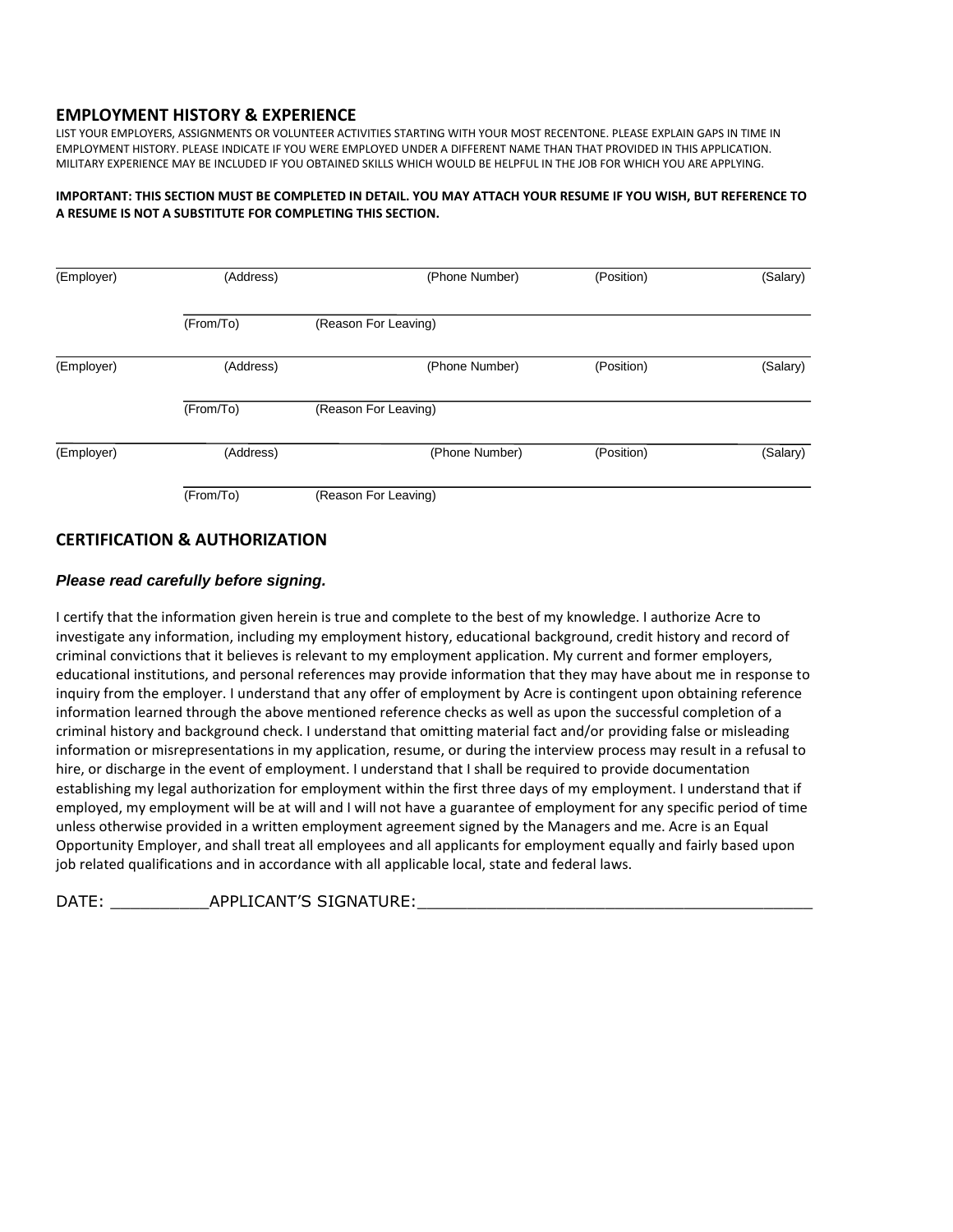## EMPLOYMENT HISTORY & EXPERIENCE

LIST YOUR EMPLOYERS, ASSIGNMENTS OR VOLUNTEER ACTIVITIES STARTING WITH YOUR MOST RECENTONE. PLEASE EXPLAIN GAPS IN TIME IN EMPLOYMENT HISTORY. PLEASE INDICATE IF YOU WERE EMPLOYED UNDER A DIFFERENT NAME THAN THAT PROVIDED IN THIS APPLICATION. MILITARY EXPERIENCE MAY BE INCLUDED IF YOU OBTAINED SKILLS WHICH WOULD BE HELPFUL IN THE JOB FOR WHICH YOU ARE APPLYING.

**IMPORTANT: THIS SECTION MUST BE COMPLETED IN DETAIL. YOU MAY ATTACH YOUR RESUME IF YOU WISH, BUT REFERENCE TO A RESUME IS NOT A SUBSTITUTE FOR COMPLETING THIS SECTION.**

| (Employer) | (Address) | (Phone Number) | (Position) | (Salary) |
|---|---|---|---|---|
| | (From/To) | (Reason For Leaving) | | |

| (Employer) | (Address) | (Phone Number) | (Position) | (Salary) |
|---|---|---|---|---|
| | (From/To) | (Reason For Leaving) | | |

| (Employer) | (Address) | (Phone Number) | (Position) | (Salary) |
|---|---|---|---|---|
| | (From/To) | (Reason For Leaving) | | |

## CERTIFICATION & AUTHORIZATION

***Please read carefully before signing.***

I certify that the information given herein is true and complete to the best of my knowledge. I authorize Acre to investigate any information, including my employment history, educational background, credit history and record of criminal convictions that it believes is relevant to my employment application. My current and former employers, educational institutions, and personal references may provide information that they may have about me in response to inquiry from the employer. I understand that any offer of employment by Acre is contingent upon obtaining reference information learned through the above mentioned reference checks as well as upon the successful completion of a criminal history and background check. I understand that omitting material fact and/or providing false or misleading information or misrepresentations in my application, resume, or during the interview process may result in a refusal to hire, or discharge in the event of employment. I understand that I shall be required to provide documentation establishing my legal authorization for employment within the first three days of my employment. I understand that if employed, my employment will be at will and I will not have a guarantee of employment for any specific period of time unless otherwise provided in a written employment agreement signed by the Managers and me. Acre is an Equal Opportunity Employer, and shall treat all employees and all applicants for employment equally and fairly based upon job related qualifications and in accordance with all applicable local, state and federal laws.

DATE: __________APPLICANT'S SIGNATURE:________________________________________